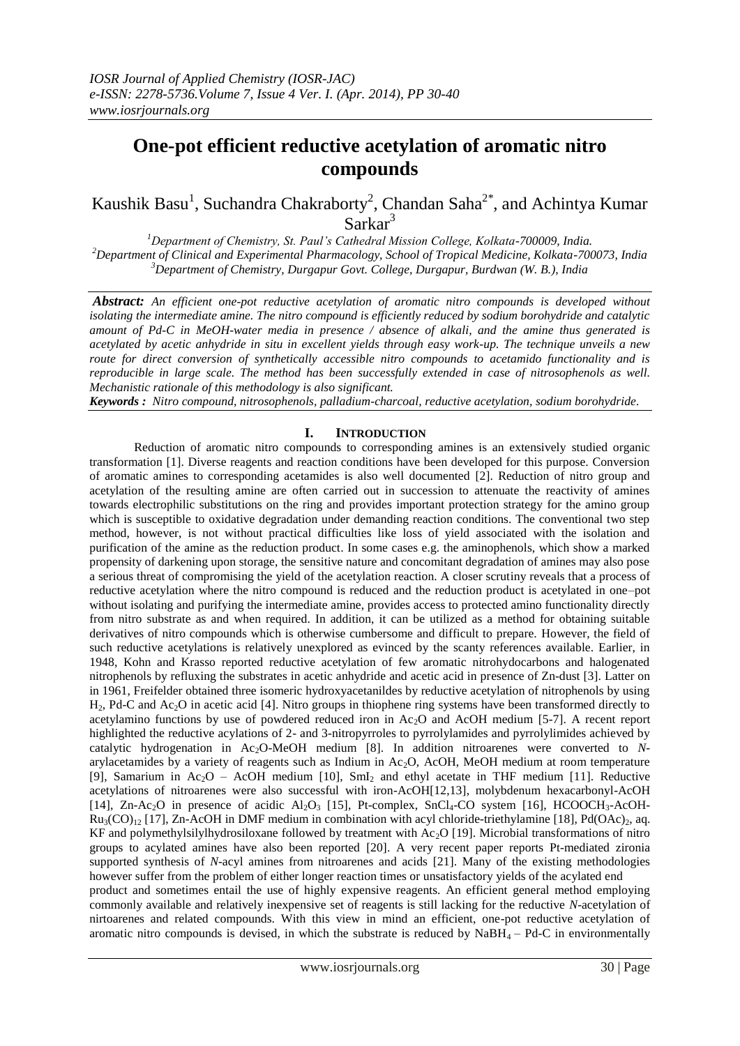# One-pot efficient reductive acetylation of aromatic nitro compounds

Kaushik Basu[1], Suchandra Chakraborty[2], Chandan Saha[2*], and Achintya Kumar Sarkar[3]

[1]*Department of Chemistry, St. Paul's Cathedral Mission College, Kolkata-700009, India.*
[2]*Department of Clinical and Experimental Pharmacology, School of Tropical Medicine, Kolkata-700073, India*
[3]*Department of Chemistry, Durgapur Govt. College, Durgapur, Burdwan (W. B.), India*

***Abstract:*** *An efficient one-pot reductive acetylation of aromatic nitro compounds is developed without isolating the intermediate amine. The nitro compound is efficiently reduced by sodium borohydride and catalytic amount of Pd-C in MeOH-water media in presence / absence of alkali, and the amine thus generated is acetylated by acetic anhydride in situ in excellent yields through easy work-up. The technique unveils a new route for direct conversion of synthetically accessible nitro compounds to acetamido functionality and is reproducible in large scale. The method has been successfully extended in case of nitrosophenols as well. Mechanistic rationale of this methodology is also significant.*

***Keywords :*** *Nitro compound, nitrosophenols, palladium-charcoal, reductive acetylation, sodium borohydride.*

## I. INTRODUCTION

Reduction of aromatic nitro compounds to corresponding amines is an extensively studied organic transformation [1]. Diverse reagents and reaction conditions have been developed for this purpose. Conversion of aromatic amines to corresponding acetamides is also well documented [2]. Reduction of nitro group and acetylation of the resulting amine are often carried out in succession to attenuate the reactivity of amines towards electrophilic substitutions on the ring and provides important protection strategy for the amino group which is susceptible to oxidative degradation under demanding reaction conditions. The conventional two step method, however, is not without practical difficulties like loss of yield associated with the isolation and purification of the amine as the reduction product. In some cases e.g. the aminophenols, which show a marked propensity of darkening upon storage, the sensitive nature and concomitant degradation of amines may also pose a serious threat of compromising the yield of the acetylation reaction. A closer scrutiny reveals that a process of reductive acetylation where the nitro compound is reduced and the reduction product is acetylated in one–pot without isolating and purifying the intermediate amine, provides access to protected amino functionality directly from nitro substrate as and when required. In addition, it can be utilized as a method for obtaining suitable derivatives of nitro compounds which is otherwise cumbersome and difficult to prepare. However, the field of such reductive acetylations is relatively unexplored as evinced by the scanty references available. Earlier, in 1948, Kohn and Krasso reported reductive acetylation of few aromatic nitrohydocarbons and halogenated nitrophenols by refluxing the substrates in acetic anhydride and acetic acid in presence of Zn-dust [3]. Latter on in 1961, Freifelder obtained three isomeric hydroxyacetanildes by reductive acetylation of nitrophenols by using $H_2$, Pd-C and $Ac_2O$ in acetic acid [4]. Nitro groups in thiophene ring systems have been transformed directly to acetylamino functions by use of powdered reduced iron in $Ac_2O$ and AcOH medium [5-7]. A recent report highlighted the reductive acylations of 2- and 3-nitropyrroles to pyrrolylamides and pyrrolylimides achieved by catalytic hydrogenation in $Ac_2O$-MeOH medium [8]. In addition nitroarenes were converted to *N*-arylacetamides by a variety of reagents such as Indium in $Ac_2O$, AcOH, MeOH medium at room temperature [9], Samarium in $Ac_2O$ – AcOH medium [10], $SmI_2$ and ethyl acetate in THF medium [11]. Reductive acetylations of nitroarenes were also successful with iron-AcOH[12,13], molybdenum hexacarbonyl-AcOH [14], Zn-$Ac_2O$ in presence of acidic $Al_2O_3$ [15], Pt-complex, $SnCl_4$-CO system [16], $HCOOCH_3$-AcOH-$Ru_3(CO)_{12}$ [17], Zn-AcOH in DMF medium in combination with acyl chloride-triethylamine [18], $Pd(OAc)_2$, aq. KF and polymethylsilylhydrosiloxane followed by treatment with $Ac_2O$ [19]. Microbial transformations of nitro groups to acylated amines have also been reported [20]. A very recent paper reports Pt-mediated zironia supported synthesis of *N*-acyl amines from nitroarenes and acids [21]. Many of the existing methodologies however suffer from the problem of either longer reaction times or unsatisfactory yields of the acylated end product and sometimes entail the use of highly expensive reagents. An efficient general method employing commonly available and relatively inexpensive set of reagents is still lacking for the reductive *N*-acetylation of nirtoarenes and related compounds. With this view in mind an efficient, one-pot reductive acetylation of aromatic nitro compounds is devised, in which the substrate is reduced by $NaBH_4$ – Pd-C in environmentally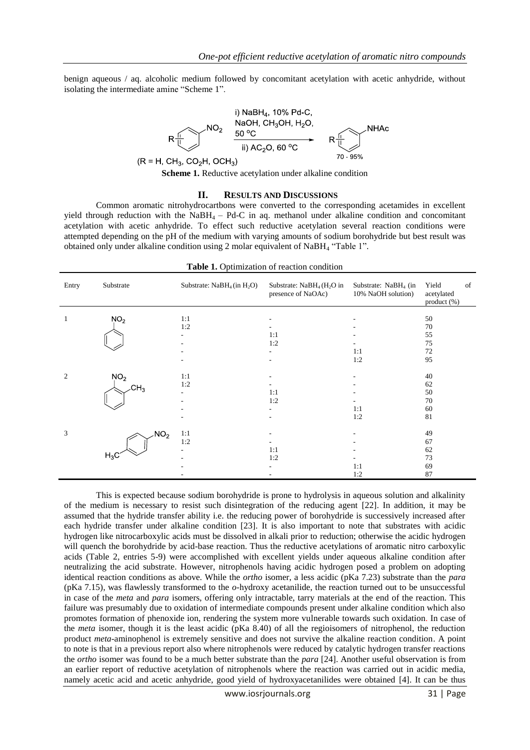benign aqueous / aq. alcoholic medium followed by concomitant acetylation with acetic anhydride, without isolating the intermediate amine "Scheme 1".

i) $NaBH_4$, 10% Pd-C, NaOH, $CH_3OH$, $H_2O$, 50 °C
ii) $AC_2O$, 60 °C

($R = H$, $CH_3$, $CO_2H$, $OCH_3$) — 70 - 95%

**Scheme 1.** Reductive acetylation under alkaline condition

## II. Results And Discussions

Common aromatic nitrohydrocartbons were converted to the corresponding acetamides in excellent yield through reduction with the $NaBH_4$ – Pd-C in aq. methanol under alkaline condition and concomitant acetylation with acetic anhydride. To effect such reductive acetylation several reaction conditions were attempted depending on the pH of the medium with varying amounts of sodium borohydride but best result was obtained only under alkaline condition using 2 molar equivalent of $NaBH_4$ "Table 1".

**Table 1.** Optimization of reaction condition

| Entry | Substrate | Substrate: $NaBH_4$ (in $H_2O$) | Substrate: $NaBH_4$ ($H_2O$ in presence of NaOAc) | Substrate: $NaBH_4$ (in 10% NaOH solution) | Yield of acetylated product (%) |
|---|---|---|---|---|---|
| 1 | Nitrobenzene | 1:1 | - | - | 50 |
| | | 1:2 | - | - | 70 |
| | | - | 1:1 | - | 55 |
| | | - | 1:2 | - | 75 |
| | | - | - | 1:1 | 72 |
| | | - | - | 1:2 | 95 |
| 2 | o-Nitrotoluene | 1:1 | - | - | 40 |
| | | 1:2 | - | - | 62 |
| | | - | 1:1 | - | 50 |
| | | - | 1:2 | - | 70 |
| | | - | - | 1:1 | 60 |
| | | - | - | 1:2 | 81 |
| 3 | p-Nitrotoluene | 1:1 | - | - | 49 |
| | | 1:2 | - | - | 67 |
| | | - | 1:1 | - | 62 |
| | | - | 1:2 | - | 73 |
| | | - | - | 1:1 | 69 |
| | | - | - | 1:2 | 87 |

This is expected because sodium borohydride is prone to hydrolysis in aqueous solution and alkalinity of the medium is necessary to resist such disintegration of the reducing agent [22]. In addition, it may be assumed that the hydride transfer ability i.e. the reducing power of borohydride is successively increased after each hydride transfer under alkaline condition [23]. It is also important to note that substrates with acidic hydrogen like nitrocarboxylic acids must be dissolved in alkali prior to reduction; otherwise the acidic hydrogen will quench the borohydride by acid-base reaction. Thus the reductive acetylations of aromatic nitro carboxylic acids (Table 2, entries 5-9) were accomplished with excellent yields under aqueous alkaline condition after neutralizing the acid substrate. However, nitrophenols having acidic hydrogen posed a problem on adopting identical reaction conditions as above. While the *ortho* isomer, a less acidic (pKa 7.23) substrate than the *para* (pKa 7.15), was flawlessly transformed to the *o*-hydroxy acetanilide, the reaction turned out to be unsuccessful in case of the *meta* and *para* isomers, offering only intractable, tarry materials at the end of the reaction. This failure was presumably due to oxidation of intermediate compounds present under alkaline condition which also promotes formation of phenoxide ion, rendering the system more vulnerable towards such oxidation. In case of the *meta* isomer, though it is the least acidic (pKa 8.40) of all the regioisomers of nitrophenol, the reduction product *meta*-aminophenol is extremely sensitive and does not survive the alkaline reaction condition. A point to note is that in a previous report also where nitrophenols were reduced by catalytic hydrogen transfer reactions the *ortho* isomer was found to be a much better substrate than the *para* [24]. Another useful observation is from an earlier report of reductive acetylation of nitrophenols where the reaction was carried out in acidic media, namely acetic acid and acetic anhydride, good yield of hydroxyacetanilides were obtained [4]. It can be thus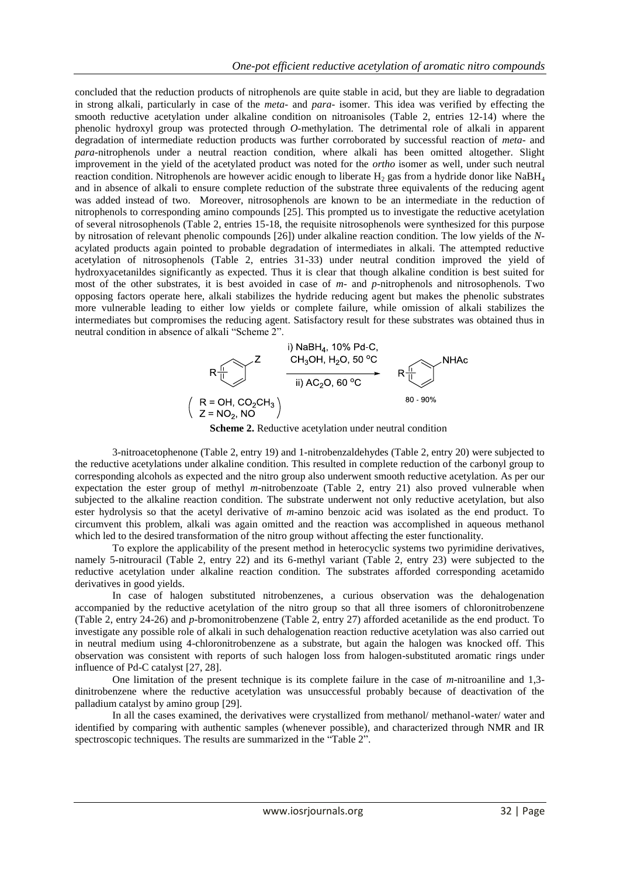concluded that the reduction products of nitrophenols are quite stable in acid, but they are liable to degradation in strong alkali, particularly in case of the *meta*- and *para*- isomer. This idea was verified by effecting the smooth reductive acetylation under alkaline condition on nitroanisoles (Table 2, entries 12-14) where the phenolic hydroxyl group was protected through *O*-methylation. The detrimental role of alkali in apparent degradation of intermediate reduction products was further corroborated by successful reaction of *meta*- and *para*-nitrophenols under a neutral reaction condition, where alkali has been omitted altogether. Slight improvement in the yield of the acetylated product was noted for the *ortho* isomer as well, under such neutral reaction condition. Nitrophenols are however acidic enough to liberate $H_2$ gas from a hydride donor like $NaBH_4$ and in absence of alkali to ensure complete reduction of the substrate three equivalents of the reducing agent was added instead of two. Moreover, nitrosophenols are known to be an intermediate in the reduction of nitrophenols to corresponding amino compounds [25]. This prompted us to investigate the reductive acetylation of several nitrosophenols (Table 2, entries 15-18, the requisite nitrosophenols were synthesized for this purpose by nitrosation of relevant phenolic compounds [26]) under alkaline reaction condition. The low yields of the *N*-acylated products again pointed to probable degradation of intermediates in alkali. The attempted reductive acetylation of nitrosophenols (Table 2, entries 31-33) under neutral condition improved the yield of hydroxyacetanildes significantly as expected. Thus it is clear that though alkaline condition is best suited for most of the other substrates, it is best avoided in case of *m*- and *p*-nitrophenols and nitrosophenols. Two opposing factors operate here, alkali stabilizes the hydride reducing agent but makes the phenolic substrates more vulnerable leading to either low yields or complete failure, while omission of alkali stabilizes the intermediates but compromises the reducing agent. Satisfactory result for these substrates was obtained thus in neutral condition in absence of alkali "Scheme 2".

R–C$_6$H$_4$–Z  →  i) $NaBH_4$, 10% Pd-C, $CH_3OH$, $H_2O$, 50 °C; ii) $AC_2O$, 60 °C  →  R–C$_6$H$_4$–NHAc (80 - 90%)

(R = OH, $CO_2CH_3$; Z = $NO_2$, NO)

**Scheme 2.** Reductive acetylation under neutral condition

3-nitroacetophenone (Table 2, entry 19) and 1-nitrobenzaldehydes (Table 2, entry 20) were subjected to the reductive acetylations under alkaline condition. This resulted in complete reduction of the carbonyl group to corresponding alcohols as expected and the nitro group also underwent smooth reductive acetylation. As per our expectation the ester group of methyl *m*-nitrobenzoate (Table 2, entry 21) also proved vulnerable when subjected to the alkaline reaction condition. The substrate underwent not only reductive acetylation, but also ester hydrolysis so that the acetyl derivative of *m*-amino benzoic acid was isolated as the end product. To circumvent this problem, alkali was again omitted and the reaction was accomplished in aqueous methanol which led to the desired transformation of the nitro group without affecting the ester functionality.

To explore the applicability of the present method in heterocyclic systems two pyrimidine derivatives, namely 5-nitrouracil (Table 2, entry 22) and its 6-methyl variant (Table 2, entry 23) were subjected to the reductive acetylation under alkaline reaction condition. The substrates afforded corresponding acetamido derivatives in good yields.

In case of halogen substituted nitrobenzenes, a curious observation was the dehalogenation accompanied by the reductive acetylation of the nitro group so that all three isomers of chloronitrobenzene (Table 2, entry 24-26) and *p*-bromonitrobenzene (Table 2, entry 27) afforded acetanilide as the end product. To investigate any possible role of alkali in such dehalogenation reaction reductive acetylation was also carried out in neutral medium using 4-chloronitrobenzene as a substrate, but again the halogen was knocked off. This observation was consistent with reports of such halogen loss from halogen-substituted aromatic rings under influence of Pd-C catalyst [27, 28].

One limitation of the present technique is its complete failure in the case of *m*-nitroaniline and 1,3-dinitrobenzene where the reductive acetylation was unsuccessful probably because of deactivation of the palladium catalyst by amino group [29].

In all the cases examined, the derivatives were crystallized from methanol/ methanol-water/ water and identified by comparing with authentic samples (whenever possible), and characterized through NMR and IR spectroscopic techniques. The results are summarized in the "Table 2".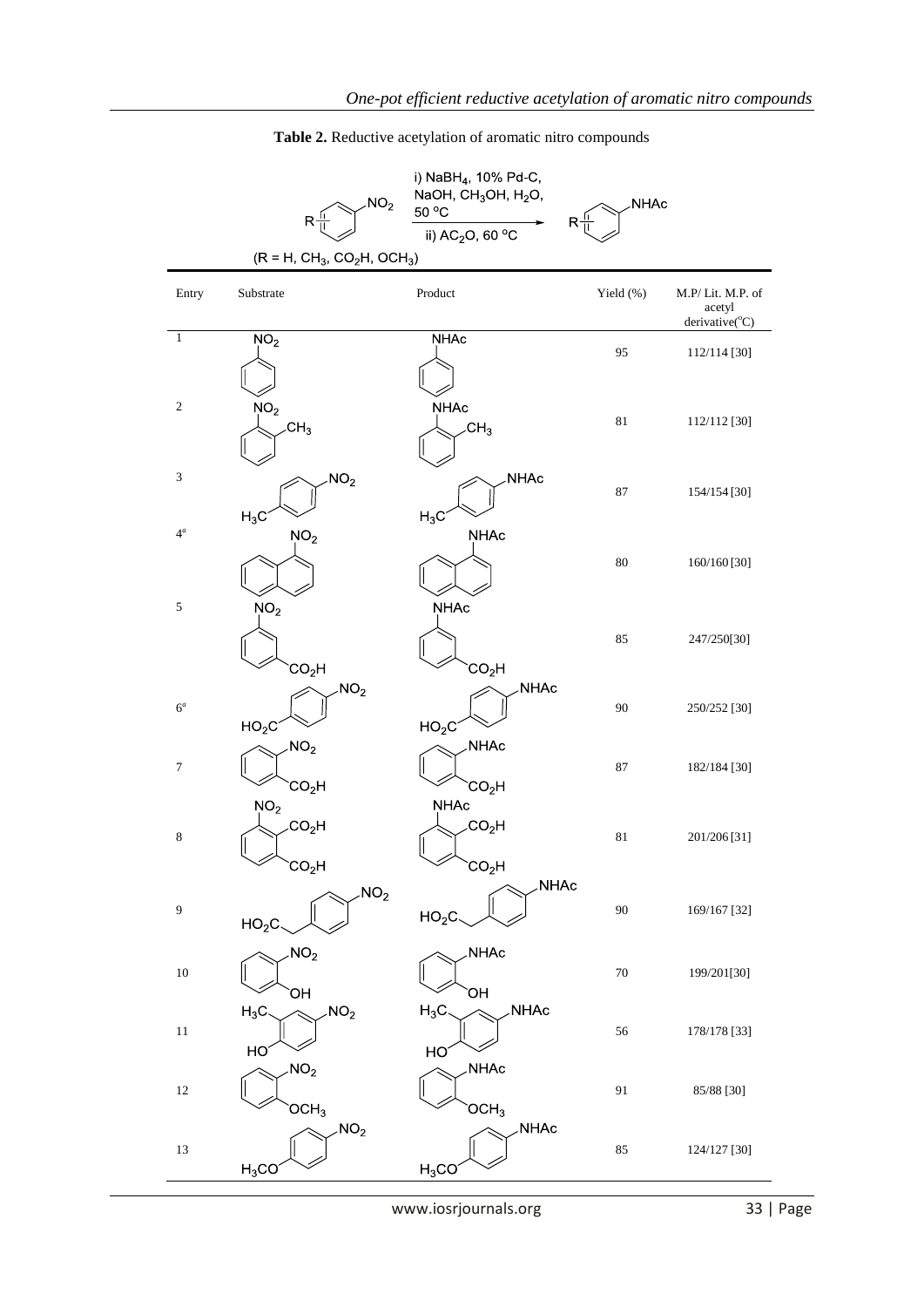**Table 2.** Reductive acetylation of aromatic nitro compounds

$$R\text{-}C_6H_4\text{-}NO_2 \xrightarrow[\text{ii) } AC_2O,\ 60\ ^oC]{\text{i) } NaBH_4,\ 10\%\ Pd\text{-}C,\ NaOH,\ CH_3OH,\ H_2O,\ 50\ ^oC} R\text{-}C_6H_4\text{-}NHAc$$

($R = H, CH_3, CO_2H, OCH_3$)

| Entry | Substrate | Product | Yield (%) | M.P/ Lit. M.P. of acetyl derivative(°C) |
|---|---|---|---|---|
| 1 | Nitrobenzene ($NO_2$) | Acetanilide ($NHAc$) | 95 | 112/114 [30] |
| 2 | 2-Nitrotoluene ($NO_2$, $CH_3$) | $NHAc$, $CH_3$ | 81 | 112/112 [30] |
| 3 | $H_3C$-C6H4-$NO_2$ (para) | $H_3C$-C6H4-$NHAc$ (para) | 87 | 154/154 [30] |
| 4[a] | 1-Nitronaphthalene ($NO_2$) | 1-Naphthyl-$NHAc$ | 80 | 160/160 [30] |
| 5 | $NO_2$, $CO_2H$ (meta) | $NHAc$, $CO_2H$ (meta) | 85 | 247/250[30] |
| 6[a] | $HO_2C$-C6H4-$NO_2$ (para) | $HO_2C$-C6H4-$NHAc$ (para) | 90 | 250/252 [30] |
| 7 | $NO_2$, $CO_2H$ (ortho) | $NHAc$, $CO_2H$ (ortho) | 87 | 182/184 [30] |
| 8 | $NO_2$, $CO_2H$, $CO_2H$ | $NHAc$, $CO_2H$, $CO_2H$ | 81 | 201/206 [31] |
| 9 | $HO_2C$-CH2-C6H4-$NO_2$ (para) | $HO_2C$-CH2-C6H4-$NHAc$ (para) | 90 | 169/167 [32] |
| 10 | $NO_2$, $OH$ (ortho) | $NHAc$, $OH$ (ortho) | 70 | 199/201[30] |
| 11 | $H_3C$, $HO$, $NO_2$ | $H_3C$, $HO$, $NHAc$ | 56 | 178/178 [33] |
| 12 | $NO_2$, $OCH_3$ (ortho) | $NHAc$, $OCH_3$ (ortho) | 91 | 85/88 [30] |
| 13 | $H_3CO$-C6H4-$NO_2$ (para) | $H_3CO$-C6H4-$NHAc$ (para) | 85 | 124/127 [30] |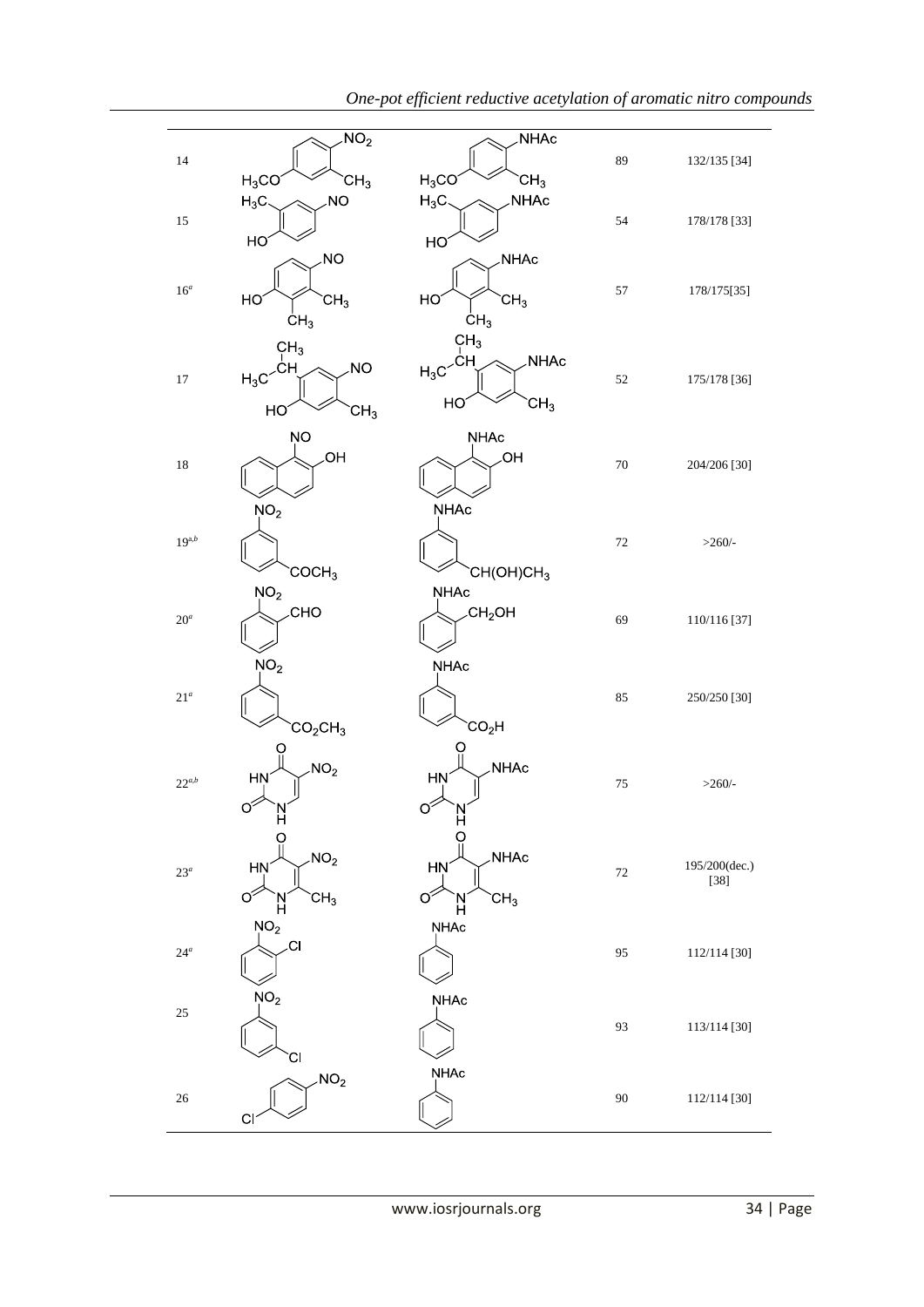| | | | | |
|---|---|---|---|---|
| 14 | 2-methyl-4-methoxynitrobenzene ($H_3CO$, $CH_3$, $NO_2$) | 2-methyl-4-methoxyacetanilide ($H_3CO$, $CH_3$, NHAc) | 89 | 132/135 [34] |
| 15 | 2-methyl-4-nitrosophenol (HO, $H_3C$, NO) | 4-hydroxy-3-methylacetanilide (HO, $H_3C$, NHAc) | 54 | 178/178 [33] |
| 16[a] | 2,3-dimethyl-4-nitrosophenol (HO, $CH_3$, $CH_3$, NO) | 4-hydroxy-2,3-dimethylacetanilide (HO, $CH_3$, $CH_3$, NHAc) | 57 | 178/175[35] |
| 17 | 2-isopropyl-5-methyl-4-nitrosophenol (HO, $H_3C$-$CH$-$CH_3$, $CH_3$, NO) | 4-hydroxy-5-isopropyl-2-methylacetanilide (HO, $H_3C$-$CH$-$CH_3$, $CH_3$, NHAc) | 52 | 175/178 [36] |
| 18 | 1-nitroso-2-naphthol (NO, OH) | 1-acetamido-2-naphthol (NHAc, OH) | 70 | 204/206 [30] |
| 19[a,b] | 3-nitroacetophenone ($NO_2$, $COCH_3$) | 3-acetamido-α-methylbenzyl alcohol (NHAc, $CH(OH)CH_3$) | 72 | >260/- |
| 20[a] | 2-nitrobenzaldehyde ($NO_2$, CHO) | 2-acetamidobenzyl alcohol (NHAc, $CH_2OH$) | 69 | 110/116 [37] |
| 21[a] | methyl 3-nitrobenzoate ($NO_2$, $CO_2CH_3$) | 3-acetamidobenzoic acid (NHAc, $CO_2H$) | 85 | 250/250 [30] |
| 22[a,b] | 5-nitrouracil ($NO_2$) | 5-acetamidouracil (NHAc) | 75 | >260/- |
| 23[a] | 6-methyl-5-nitrouracil ($NO_2$, $CH_3$) | 5-acetamido-6-methyluracil (NHAc, $CH_3$) | 72 | 195/200(dec.) [38] |
| 24[a] | 2-chloronitrobenzene ($NO_2$, Cl) | acetanilide (NHAc) | 95 | 112/114 [30] |
| 25 | 3-chloronitrobenzene ($NO_2$, Cl) | acetanilide (NHAc) | 93 | 113/114 [30] |
| 26 | 4-chloronitrobenzene ($NO_2$, Cl) | acetanilide (NHAc) | 90 | 112/114 [30] |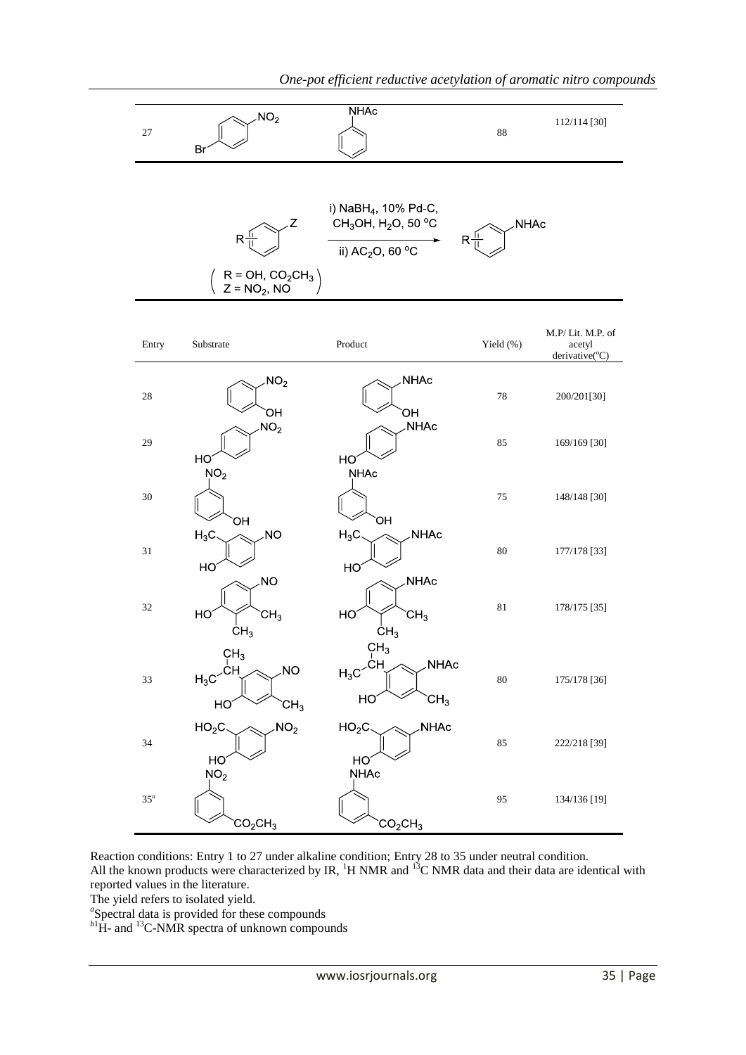| Entry | Substrate | Product | Yield (%) | M.P/ Lit. M.P. of acetyl derivative(°C) |
|---|---|---|---|---|
| 27 | 4-Bromonitrobenzene | Acetanilide | 88 | 112/114 [30] |

i) $NaBH_4$, 10% Pd-C, $CH_3OH$, $H_2O$, 50 °C; ii) $AC_2O$, 60 °C

(R = OH, $CO_2CH_3$; Z = $NO_2$, NO)

| Entry | Substrate | Product | Yield (%) | M.P/ Lit. M.P. of acetyl derivative(°C) |
|---|---|---|---|---|
| 28 | 2-Nitrophenol | 2-Acetamidophenol | 78 | 200/201[30] |
| 29 | 4-Nitrophenol | 4-Acetamidophenol | 85 | 169/169 [30] |
| 30 | 3-Nitrophenol | 3-Acetamidophenol | 75 | 148/148 [30] |
| 31 | 2-Methyl-4-nitrosophenol | 4-Acetamido-2-methylphenol | 80 | 177/178 [33] |
| 32 | 2,3-Dimethyl-4-nitrosophenol | 4-Acetamido-2,3-dimethylphenol | 81 | 178/175 [35] |
| 33 | 2-Isopropyl-5-methyl-4-nitrosophenol | 4-Acetamido-2-isopropyl-5-methylphenol | 80 | 175/178 [36] |
| 34 | 5-Nitrosalicylic acid ($HO_2C$, HO, $NO_2$) | 5-Acetamidosalicylic acid ($HO_2C$, HO, NHAc) | 85 | 222/218 [39] |
| 35[a] | Methyl 3-nitrobenzoate ($CO_2CH_3$) | Methyl 3-acetamidobenzoate ($CO_2CH_3$) | 95 | 134/136 [19] |

Reaction conditions: Entry 1 to 27 under alkaline condition; Entry 28 to 35 under neutral condition.
All the known products were characterized by IR, $^1H$ NMR and $^{13}C$ NMR data and their data are identical with reported values in the literature.
The yield refers to isolated yield.
[a]Spectral data is provided for these compounds
[b]$^1H$- and $^{13}C$-NMR spectra of unknown compounds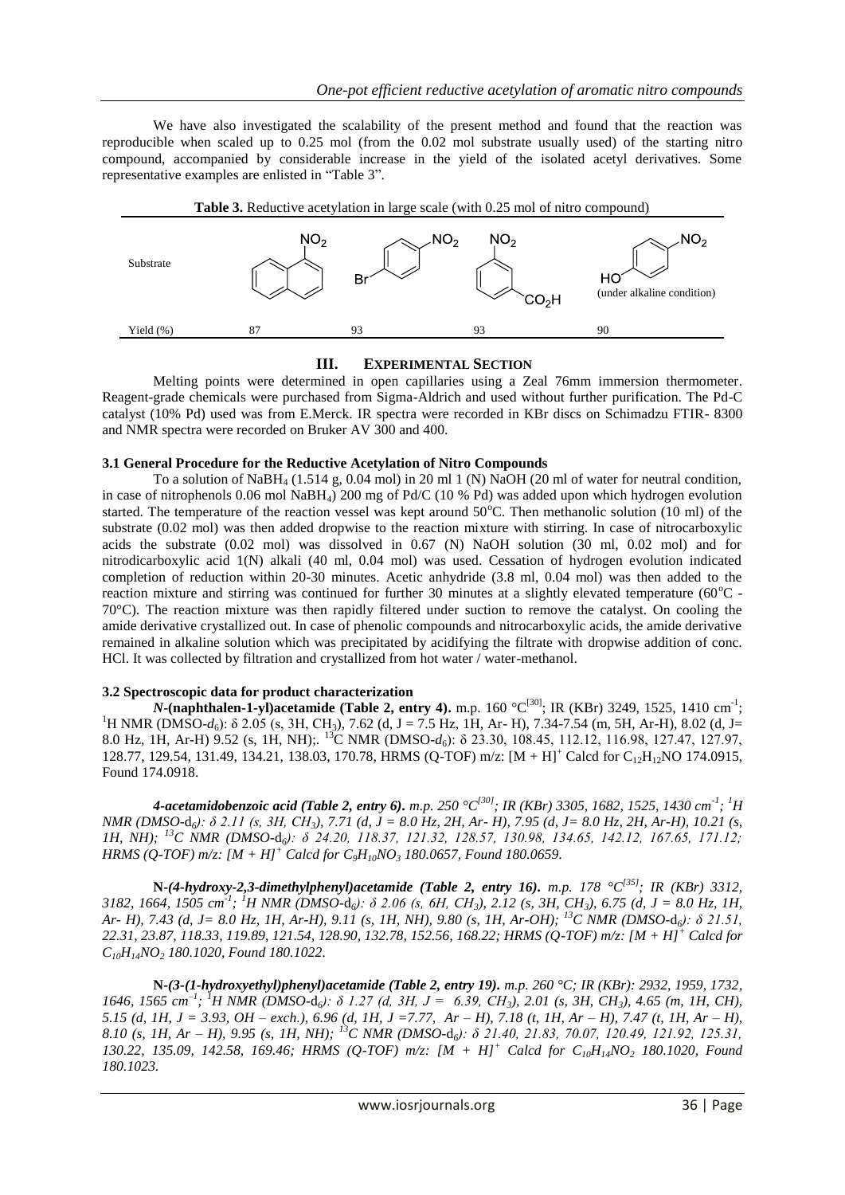We have also investigated the scalability of the present method and found that the reaction was reproducible when scaled up to 0.25 mol (from the 0.02 mol substrate usually used) of the starting nitro compound, accompanied by considerable increase in the yield of the isolated acetyl derivatives. Some representative examples are enlisted in "Table 3".

**Table 3.** Reductive acetylation in large scale (with 0.25 mol of nitro compound)

| Substrate | 1-nitronaphthalene | 4-bromonitrobenzene | 3-nitrobenzoic acid | 4-nitrophenol (under alkaline condition) |
|---|---|---|---|---|
| Yield (%) | 87 | 93 | 93 | 90 |

## III. Experimental Section

Melting points were determined in open capillaries using a Zeal 76mm immersion thermometer. Reagent-grade chemicals were purchased from Sigma-Aldrich and used without further purification. The Pd-C catalyst (10% Pd) used was from E.Merck. IR spectra were recorded in KBr discs on Schimadzu FTIR- 8300 and NMR spectra were recorded on Bruker AV 300 and 400.

### 3.1 General Procedure for the Reductive Acetylation of Nitro Compounds

To a solution of $NaBH_4$ (1.514 g, 0.04 mol) in 20 ml 1 (N) NaOH (20 ml of water for neutral condition, in case of nitrophenols 0.06 mol $NaBH_4$) 200 mg of Pd/C (10 % Pd) was added upon which hydrogen evolution started. The temperature of the reaction vessel was kept around 50°C. Then methanolic solution (10 ml) of the substrate (0.02 mol) was then added dropwise to the reaction mixture with stirring. In case of nitrocarboxylic acids the substrate (0.02 mol) was dissolved in 0.67 (N) NaOH solution (30 ml, 0.02 mol) and for nitrodicarboxylic acid 1(N) alkali (40 ml, 0.04 mol) was used. Cessation of hydrogen evolution indicated completion of reduction within 20-30 minutes. Acetic anhydride (3.8 ml, 0.04 mol) was then added to the reaction mixture and stirring was continued for further 30 minutes at a slightly elevated temperature (60°C - 70°C). The reaction mixture was then rapidly filtered under suction to remove the catalyst. On cooling the amide derivative crystallized out. In case of phenolic compounds and nitrocarboxylic acids, the amide derivative remained in alkaline solution which was precipitated by acidifying the filtrate with dropwise addition of conc. HCl. It was collected by filtration and crystallized from hot water / water-methanol.

### 3.2 Spectroscopic data for product characterization

***N*-(naphthalen-1-yl)acetamide (Table 2, entry 4).** m.p. 160 °C[30]; IR (KBr) 3249, 1525, 1410 $cm^{-1}$; $^1H$ NMR (DMSO-$d_6$): δ 2.05 (s, 3H, $CH_3$), 7.62 (d, J = 7.5 Hz, 1H, Ar- H), 7.34-7.54 (m, 5H, Ar-H), 8.02 (d, J= 8.0 Hz, 1H, Ar-H) 9.52 (s, 1H, NH);. $^{13}C$ NMR (DMSO-$d_6$): δ 23.30, 108.45, 112.12, 116.98, 127.47, 127.97, 128.77, 129.54, 131.49, 134.21, 138.03, 170.78, HRMS (Q-TOF) m/z: $[M + H]^+$ Calcd for $C_{12}H_{12}NO$ 174.0915, Found 174.0918.

***4-acetamidobenzoic acid (Table 2, entry 6).*** *m.p. 250 °C[30]; IR (KBr) 3305, 1682, 1525, 1430 $cm^{-1}$; $^1H$ NMR (DMSO-$d_6$): δ 2.11 (s, 3H, $CH_3$), 7.71 (d, J = 8.0 Hz, 2H, Ar- H), 7.95 (d, J= 8.0 Hz, 2H, Ar-H), 10.21 (s, 1H, NH); $^{13}C$ NMR (DMSO-$d_6$): δ 24.20, 118.37, 121.32, 128.57, 130.98, 134.65, 142.12, 167.65, 171.12; HRMS (Q-TOF) m/z: $[M + H]^+$ Calcd for $C_9H_{10}NO_3$ 180.0657, Found 180.0659.*

**N*-(4-hydroxy-2,3-dimethylphenyl)acetamide (Table 2, entry 16).*** *m.p. 178 °C[35]; IR (KBr) 3312, 3182, 1664, 1505 $cm^{-1}$; $^1H$ NMR (DMSO-$d_6$): δ 2.06 (s, 6H, $CH_3$), 2.12 (s, 3H, $CH_3$), 6.75 (d, J = 8.0 Hz, 1H, Ar- H), 7.43 (d, J= 8.0 Hz, 1H, Ar-H), 9.11 (s, 1H, NH), 9.80 (s, 1H, Ar-OH); $^{13}C$ NMR (DMSO-$d_6$): δ 21.51, 22.31, 23.87, 118.33, 119.89, 121.54, 128.90, 132.78, 152.56, 168.22; HRMS (Q-TOF) m/z: $[M + H]^+$ Calcd for $C_{10}H_{14}NO_2$ 180.1020, Found 180.1022.*

**N*-(3-(1-hydroxyethyl)phenyl)acetamide (Table 2, entry 19).*** *m.p. 260 °C; IR (KBr): 2932, 1959, 1732, 1646, 1565 $cm^{-1}$; $^1H$ NMR (DMSO-$d_6$): δ 1.27 (d, 3H, J = 6.39, $CH_3$), 2.01 (s, 3H, $CH_3$), 4.65 (m, 1H, CH), 5.15 (d, 1H, J = 3.93, OH – exch.), 6.96 (d, 1H, J =7.77, Ar – H), 7.18 (t, 1H, Ar – H), 7.47 (t, 1H, Ar – H), 8.10 (s, 1H, Ar – H), 9.95 (s, 1H, NH); $^{13}C$ NMR (DMSO-$d_6$): δ 21.40, 21.83, 70.07, 120.49, 121.92, 125.31, 130.22, 135.09, 142.58, 169.46; HRMS (Q-TOF) m/z: $[M + H]^+$ Calcd for $C_{10}H_{14}NO_2$ 180.1020, Found 180.1023.*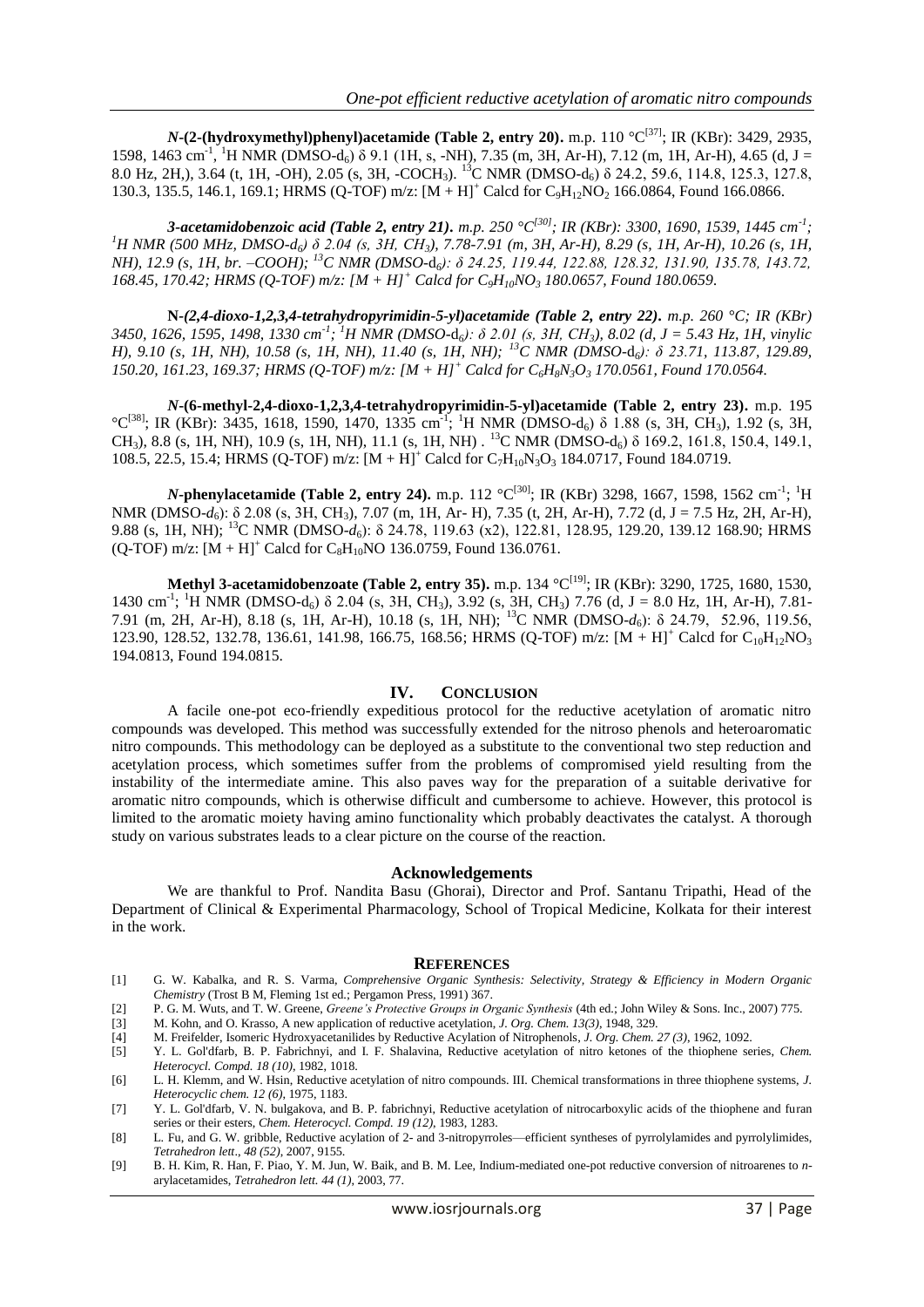***N*-(2-(hydroxymethyl)phenyl)acetamide (Table 2, entry 20).** m.p. 110 °C[37]; IR (KBr): 3429, 2935, 1598, 1463 $cm^{-1}$, $^1H$ NMR (DMSO-$d_6$) δ 9.1 (1H, s, -NH), 7.35 (m, 3H, Ar-H), 7.12 (m, 1H, Ar-H), 4.65 (d, J = 8.0 Hz, 2H,), 3.64 (t, 1H, -OH), 2.05 (s, 3H, -$COCH_3$). $^{13}C$ NMR (DMSO-$d_6$) δ 24.2, 59.6, 114.8, 125.3, 127.8, 130.3, 135.5, 146.1, 169.1; HRMS (Q-TOF) m/z: $[M + H]^+$ Calcd for $C_9H_{12}NO_2$ 166.0864, Found 166.0866.

***3-acetamidobenzoic acid (Table 2, entry 21).*** *m.p. 250 °C[30]; IR (KBr): 3300, 1690, 1539, 1445 $cm^{-1}$; $^1H$ NMR (500 MHz, DMSO-$d_6$) δ 2.04 (s, 3H, $CH_3$), 7.78-7.91 (m, 3H, Ar-H), 8.29 (s, 1H, Ar-H), 10.26 (s, 1H, NH), 12.9 (s, 1H, br. –COOH); $^{13}C$ NMR (DMSO-$d_6$): δ 24.25, 119.44, 122.88, 128.32, 131.90, 135.78, 143.72, 168.45, 170.42; HRMS (Q-TOF) m/z: $[M + H]^+$ Calcd for $C_9H_{10}NO_3$ 180.0657, Found 180.0659.*

**N-*(2,4-dioxo-1,2,3,4-tetrahydropyrimidin-5-yl)acetamide (Table 2, entry 22).*** *m.p. 260 °C; IR (KBr) 3450, 1626, 1595, 1498, 1330 $cm^{-1}$; $^1H$ NMR (DMSO-$d_6$): δ 2.01 (s, 3H, $CH_3$), 8.02 (d, J = 5.43 Hz, 1H, vinylic H), 9.10 (s, 1H, NH), 10.58 (s, 1H, NH), 11.40 (s, 1H, NH); $^{13}C$ NMR (DMSO-$d_6$): δ 23.71, 113.87, 129.89, 150.20, 161.23, 169.37; HRMS (Q-TOF) m/z: $[M + H]^+$ Calcd for $C_6H_8N_3O_3$ 170.0561, Found 170.0564.*

***N*-(6-methyl-2,4-dioxo-1,2,3,4-tetrahydropyrimidin-5-yl)acetamide (Table 2, entry 23).** m.p. 195 °C[38]; IR (KBr): 3435, 1618, 1590, 1470, 1335 $cm^{-1}$; $^1H$ NMR (DMSO-$d_6$) δ 1.88 (s, 3H, $CH_3$), 1.92 (s, 3H, $CH_3$), 8.8 (s, 1H, NH), 10.9 (s, 1H, NH), 11.1 (s, 1H, NH) . $^{13}C$ NMR (DMSO-$d_6$) δ 169.2, 161.8, 150.4, 149.1, 108.5, 22.5, 15.4; HRMS (Q-TOF) m/z: $[M + H]^+$ Calcd for $C_7H_{10}N_3O_3$ 184.0717, Found 184.0719.

***N*-phenylacetamide (Table 2, entry 24).** m.p. 112 °C[30]; IR (KBr) 3298, 1667, 1598, 1562 $cm^{-1}$; $^1H$ NMR (DMSO-$d_6$): δ 2.08 (s, 3H, $CH_3$), 7.07 (m, 1H, Ar- H), 7.35 (t, 2H, Ar-H), 7.72 (d, J = 7.5 Hz, 2H, Ar-H), 9.88 (s, 1H, NH); $^{13}C$ NMR (DMSO-$d_6$): δ 24.78, 119.63 (x2), 122.81, 128.95, 129.20, 139.12 168.90; HRMS (Q-TOF) m/z: $[M + H]^+$ Calcd for $C_8H_{10}NO$ 136.0759, Found 136.0761.

**Methyl 3-acetamidobenzoate (Table 2, entry 35).** m.p. 134 °C[19]; IR (KBr): 3290, 1725, 1680, 1530, 1430 $cm^{-1}$; $^1H$ NMR (DMSO-$d_6$) δ 2.04 (s, 3H, $CH_3$), 3.92 (s, 3H, $CH_3$) 7.76 (d, J = 8.0 Hz, 1H, Ar-H), 7.81-7.91 (m, 2H, Ar-H), 8.18 (s, 1H, Ar-H), 10.18 (s, 1H, NH); $^{13}C$ NMR (DMSO-$d_6$): δ 24.79, 52.96, 119.56, 123.90, 128.52, 132.78, 136.61, 141.98, 166.75, 168.56; HRMS (Q-TOF) m/z: $[M + H]^+$ Calcd for $C_{10}H_{12}NO_3$ 194.0813, Found 194.0815.

## IV. CONCLUSION

A facile one-pot eco-friendly expeditious protocol for the reductive acetylation of aromatic nitro compounds was developed. This method was successfully extended for the nitroso phenols and heteroaromatic nitro compounds. This methodology can be deployed as a substitute to the conventional two step reduction and acetylation process, which sometimes suffer from the problems of compromised yield resulting from the instability of the intermediate amine. This also paves way for the preparation of a suitable derivative for aromatic nitro compounds, which is otherwise difficult and cumbersome to achieve. However, this protocol is limited to the aromatic moiety having amino functionality which probably deactivates the catalyst. A thorough study on various substrates leads to a clear picture on the course of the reaction.

### Acknowledgements

We are thankful to Prof. Nandita Basu (Ghorai), Director and Prof. Santanu Tripathi, Head of the Department of Clinical & Experimental Pharmacology, School of Tropical Medicine, Kolkata for their interest in the work.

## REFERENCES

[1] G. W. Kabalka, and R. S. Varma, *Comprehensive Organic Synthesis: Selectivity, Strategy & Efficiency in Modern Organic Chemistry* (Trost B M, Fleming 1st ed.; Pergamon Press, 1991) 367.

[2] P. G. M. Wuts, and T. W. Greene, *Greene's Protective Groups in Organic Synthesis* (4th ed.; John Wiley & Sons. Inc., 2007) 775.

[3] M. Kohn, and O. Krasso, A new application of reductive acetylation, *J. Org. Chem. 13(3)*, 1948, 329.

[4] M. Freifelder, Isomeric Hydroxyacetanilides by Reductive Acylation of Nitrophenols, *J. Org. Chem. 27 (3)*, 1962, 1092.

[5] Y. L. Gol'dfarb, B. P. Fabrichnyi, and I. F. Shalavina, Reductive acetylation of nitro ketones of the thiophene series, *Chem. Heterocycl. Compd. 18 (10)*, 1982, 1018.

[6] L. H. Klemm, and W. Hsin, Reductive acetylation of nitro compounds. III. Chemical transformations in three thiophene systems, *J. Heterocyclic chem. 12 (6)*, 1975, 1183.

[7] Y. L. Gol'dfarb, V. N. bulgakova, and B. P. fabrichnyi, Reductive acetylation of nitrocarboxylic acids of the thiophene and furan series or their esters, *Chem. Heterocycl. Compd. 19 (12)*, 1983, 1283.

[8] L. Fu, and G. W. gribble, Reductive acylation of 2- and 3-nitropyrroles—efficient syntheses of pyrrolylamides and pyrrolylimides, *Tetrahedron lett., 48 (52)*, 2007, 9155.

[9] B. H. Kim, R. Han, F. Piao, Y. M. Jun, W. Baik, and B. M. Lee, Indium-mediated one-pot reductive conversion of nitroarenes to *n*-arylacetamides, *Tetrahedron lett. 44 (1)*, 2003, 77.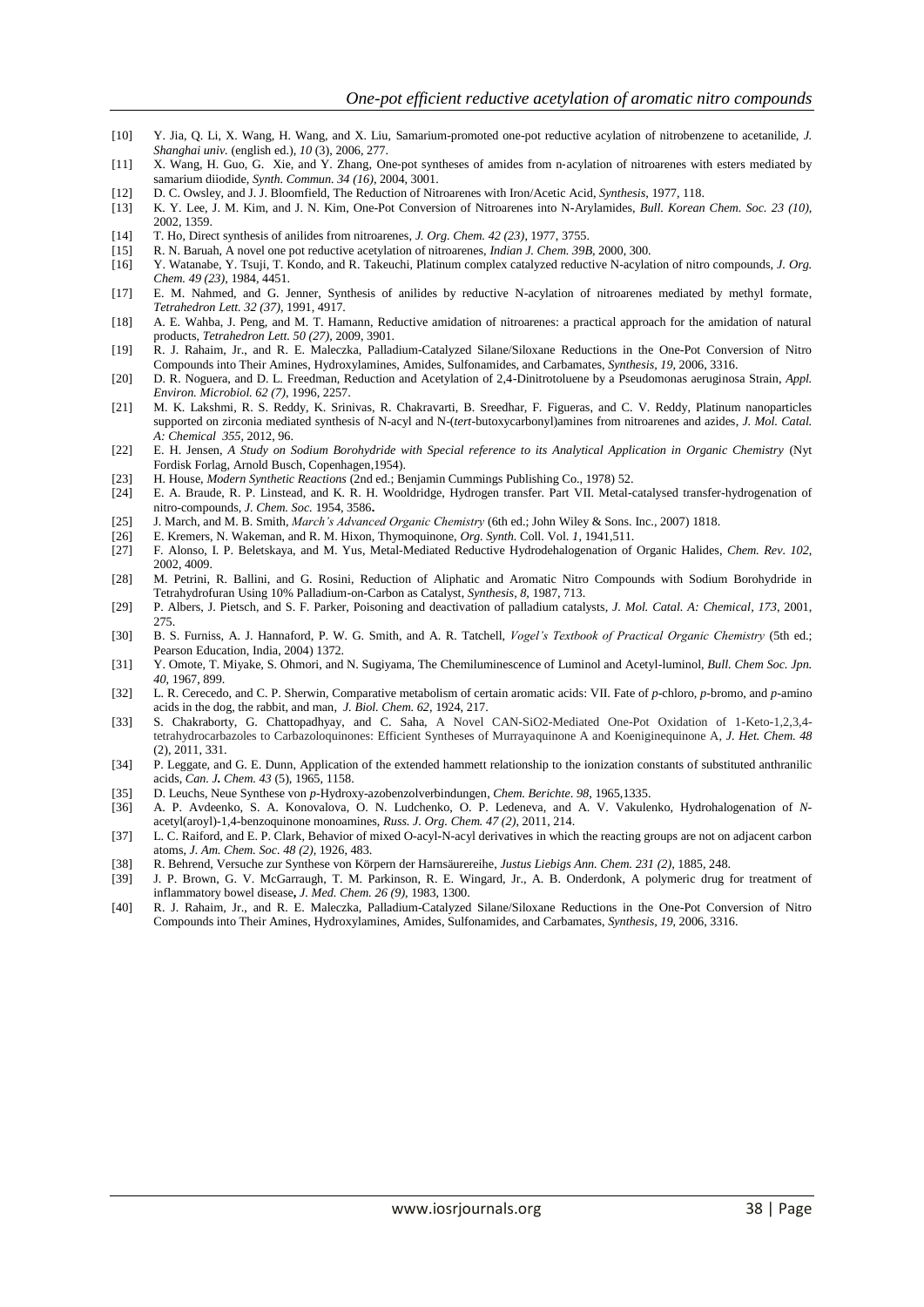[10] Y. Jia, Q. Li, X. Wang, H. Wang, and X. Liu, Samarium-promoted one-pot reductive acylation of nitrobenzene to acetanilide, *J. Shanghai univ.* (english ed.), *10* (3), 2006, 277.

[11] X. Wang, H. Guo, G. Xie, and Y. Zhang, One-pot syntheses of amides from n-acylation of nitroarenes with esters mediated by samarium diiodide, *Synth. Commun. 34 (16)*, 2004, 3001.

[12] D. C. Owsley, and J. J. Bloomfield, The Reduction of Nitroarenes with Iron/Acetic Acid, *Synthesis*, 1977, 118.

[13] K. Y. Lee, J. M. Kim, and J. N. Kim, One-Pot Conversion of Nitroarenes into N-Arylamides, *Bull. Korean Chem. Soc. 23 (10)*, 2002, 1359.

[14] T. Ho, Direct synthesis of anilides from nitroarenes, *J. Org. Chem. 42 (23)*, 1977, 3755.

[15] R. N. Baruah, A novel one pot reductive acetylation of nitroarenes, *Indian J. Chem. 39B*, 2000, 300.

[16] Y. Watanabe, Y. Tsuji, T. Kondo, and R. Takeuchi, Platinum complex catalyzed reductive N-acylation of nitro compounds, *J. Org. Chem. 49 (23)*, 1984, 4451.

[17] E. M. Nahmed, and G. Jenner, Synthesis of anilides by reductive N-acylation of nitroarenes mediated by methyl formate, *Tetrahedron Lett. 32 (37)*, 1991, 4917.

[18] A. E. Wahba, J. Peng, and M. T. Hamann, Reductive amidation of nitroarenes: a practical approach for the amidation of natural products, *Tetrahedron Lett. 50 (27)*, 2009, 3901.

[19] R. J. Rahaim, Jr., and R. E. Maleczka, Palladium-Catalyzed Silane/Siloxane Reductions in the One-Pot Conversion of Nitro Compounds into Their Amines, Hydroxylamines, Amides, Sulfonamides, and Carbamates, *Synthesis*, *19*, 2006, 3316.

[20] D. R. Noguera, and D. L. Freedman, Reduction and Acetylation of 2,4-Dinitrotoluene by a Pseudomonas aeruginosa Strain, *Appl. Environ. Microbiol. 62 (7)*, 1996, 2257.

[21] M. K. Lakshmi, R. S. Reddy, K. Srinivas, R. Chakravarti, B. Sreedhar, F. Figueras, and C. V. Reddy, Platinum nanoparticles supported on zirconia mediated synthesis of N-acyl and N-(*tert*-butoxycarbonyl)amines from nitroarenes and azides, *J. Mol. Catal. A: Chemical 355*, 2012, 96.

[22] E. H. Jensen, *A Study on Sodium Borohydride with Special reference to its Analytical Application in Organic Chemistry* (Nyt Fordisk Forlag, Arnold Busch, Copenhagen,1954).

[23] H. House, *Modern Synthetic Reactions* (2nd ed.; Benjamin Cummings Publishing Co., 1978) 52.

[24] E. A. Braude, R. P. Linstead, and K. R. H. Wooldridge, Hydrogen transfer. Part VII. Metal-catalysed transfer-hydrogenation of nitro-compounds, *J. Chem. Soc.* 1954, 3586**.**

[25] J. March, and M. B. Smith, *March's Advanced Organic Chemistry* (6th ed.; John Wiley & Sons. Inc., 2007) 1818.

[26] E. Kremers, N. Wakeman, and R. M. Hixon, Thymoquinone, *Org. Synth.* Coll. Vol. *1*, 1941,511.

[27] F. Alonso, I. P. Beletskaya, and M. Yus, Metal-Mediated Reductive Hydrodehalogenation of Organic Halides, *Chem. Rev. 102*, 2002, 4009.

[28] M. Petrini, R. Ballini, and G. Rosini, Reduction of Aliphatic and Aromatic Nitro Compounds with Sodium Borohydride in Tetrahydrofuran Using 10% Palladium-on-Carbon as Catalyst, *Synthesis*, *8*, 1987, 713.

[29] P. Albers, J. Pietsch, and S. F. Parker, Poisoning and deactivation of palladium catalysts, *J. Mol. Catal. A: Chemical*, *173*, 2001, 275.

[30] B. S. Furniss, A. J. Hannaford, P. W. G. Smith, and A. R. Tatchell, *Vogel's Textbook of Practical Organic Chemistry* (5th ed.; Pearson Education, India, 2004) 1372.

[31] Y. Omote, T. Miyake, S. Ohmori, and N. Sugiyama, The Chemiluminescence of Luminol and Acetyl-luminol, *Bull. Chem Soc. Jpn. 40*, 1967, 899.

[32] L. R. Cerecedo, and C. P. Sherwin, Comparative metabolism of certain aromatic acids: VII. Fate of *p*-chloro, *p*-bromo, and *p*-amino acids in the dog, the rabbit, and man, *J. Biol. Chem. 62*, 1924, 217.

[33] S. Chakraborty, G. Chattopadhyay, and C. Saha, A Novel CAN-SiO2-Mediated One-Pot Oxidation of 1-Keto-1,2,3,4-tetrahydrocarbazoles to Carbazoloquinones: Efficient Syntheses of Murrayaquinone A and Koeniginequinone A, *J. Het. Chem. 48* (2), 2011, 331.

[34] P. Leggate, and G. E. Dunn, Application of the extended hammett relationship to the ionization constants of substituted anthranilic acids, *Can. J. Chem. 43* (5), 1965, 1158.

[35] D. Leuchs, Neue Synthese von *p*-Hydroxy-azobenzolverbindungen, *Chem. Berichte. 98*, 1965,1335.

[36] A. P. Avdeenko, S. A. Konovalova, O. N. Ludchenko, O. P. Ledeneva, and A. V. Vakulenko, Hydrohalogenation of *N*-acetyl(aroyl)-1,4-benzoquinone monoamines, *Russ. J. Org. Chem. 47 (2)*, 2011, 214.

[37] L. C. Raiford, and E. P. Clark, Behavior of mixed O-acyl-N-acyl derivatives in which the reacting groups are not on adjacent carbon atoms, *J. Am. Chem. Soc. 48 (2)*, 1926, 483.

[38] R. Behrend, Versuche zur Synthese von Körpern der Harnsäurereihe, *Justus Liebigs Ann. Chem. 231 (2)*, 1885, 248.

[39] J. P. Brown, G. V. McGarraugh, T. M. Parkinson, R. E. Wingard, Jr., A. B. Onderdonk, A polymeric drug for treatment of inflammatory bowel disease**,** *J. Med. Chem. 26 (9)*, 1983, 1300.

[40] R. J. Rahaim, Jr., and R. E. Maleczka, Palladium-Catalyzed Silane/Siloxane Reductions in the One-Pot Conversion of Nitro Compounds into Their Amines, Hydroxylamines, Amides, Sulfonamides, and Carbamates, *Synthesis*, *19*, 2006, 3316.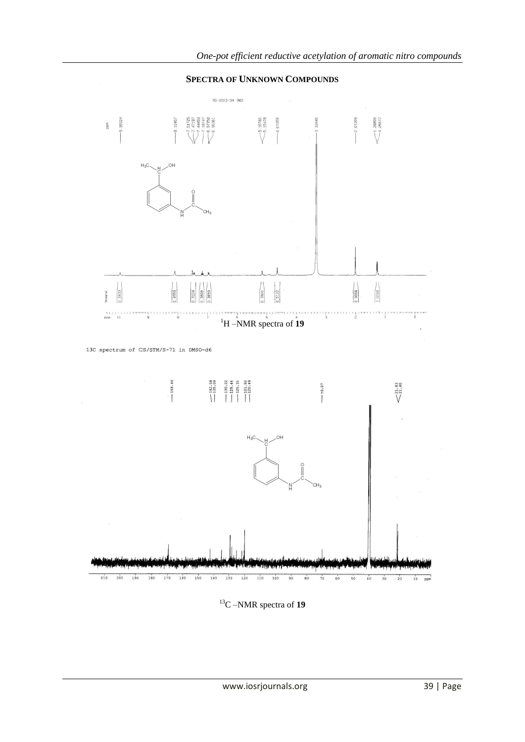**SPECTRA OF UNKNOWN COMPOUNDS**

$^{1}H$ –NMR spectra of **19**

13C spectrum of CS/STM/S-71 in DMSO-d6

$^{13}C$ –NMR spectra of **19**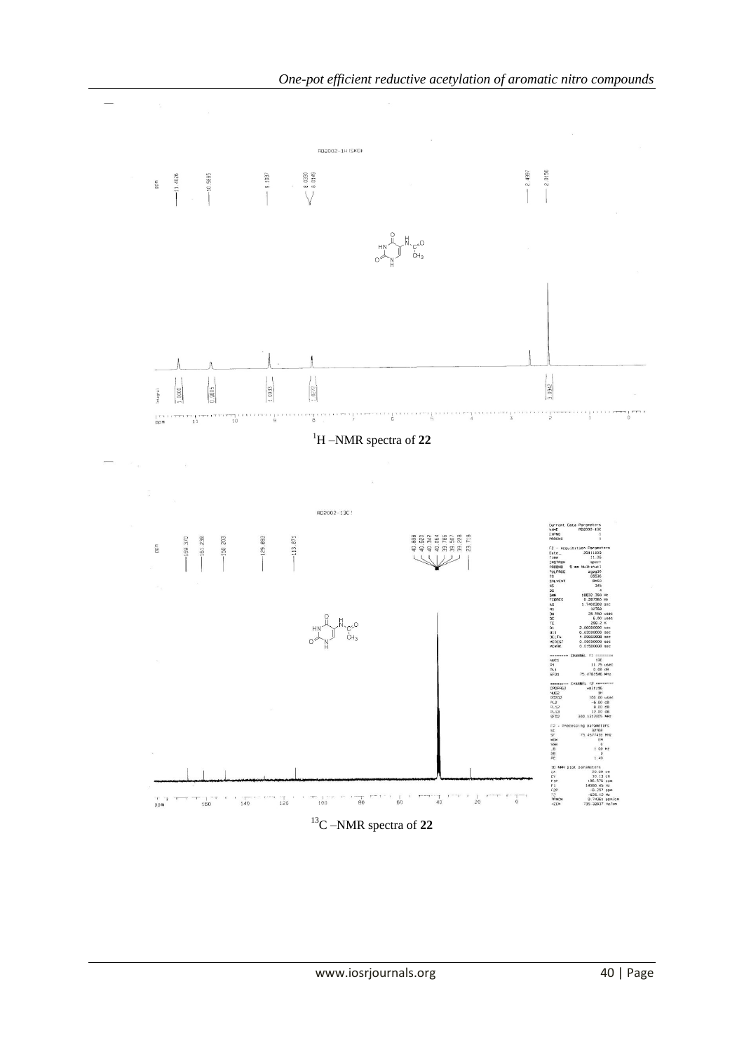RD2002-1H (SKD)

ppm 11.4026 10.5885 9.3037 8.0230 8.0149 2.4997 2.0156

Integral 1.0000 0.9805 1.0033 1.0272 3.0942

ppm 11 10 9 8 7 6 5 4 3 2 1 0

$^{1}H$ –NMR spectra of **22**

RD2002-13C1

ppm 169.370 161.238 150.203 129.093 113.871 40.898 40.620 40.342 40.064 39.786 39.507 39.228 23.718

```
Current Data Parameters
NAME        RD2002-13C
EXPNO                1
PROCNO               1

F2 - Acquisition Parameters
Date_         20111009
Time             11.06
INSTRUM          spect
PROBHD   5 mm Multinucl
PULPROG        zgpg30
TD               65536
SOLVENT           DMSO
NS                 245
DS                   4
SWH         18832.393 Hz
FIDRES       0.287360 Hz
AQ          1.7401268 sec
RG               32768
DW              26.550 usec
DE                6.00 usec
TE               298.2 K
D1          2.00000000 sec
d11         0.03000000 sec
DELTA       1.89999998 sec
MCREST      0.00000000 sec
MCWRK       0.01500000 sec

======== CHANNEL f1 ========
NUC1               13C
P1               11.75 usec
PL1               0.00 dB
SFO1        75.4781546 MHz

======== CHANNEL f2 ========
CPDPRG2          waltz16
NUC2                 1H
PCPD2            100.00 usec
PL2               -6.00 dB
PL12               8.00 dB
PL13              12.00 dB
SFO2        300.1312005 MHz

F2 - Processing parameters
SI               32768
SF          75.4677430 MHz
WDW                 EM
SSB                  0
LB                1.00 Hz
GB                   0
PC                1.40

1D NMR plot parameters
CX               20.00 cm
CY               10.13 cm
F1P             186.576 ppm
F1             14080.45 Hz
F2P              -8.297 ppm
F2              -626.12 Hz
PPMCM           9.74361 ppm/cm
HZCM          735.32037 Hz/cm
```

ppm 160 140 120 100 80 60 40 20 0

$^{13}C$ –NMR spectra of **22**